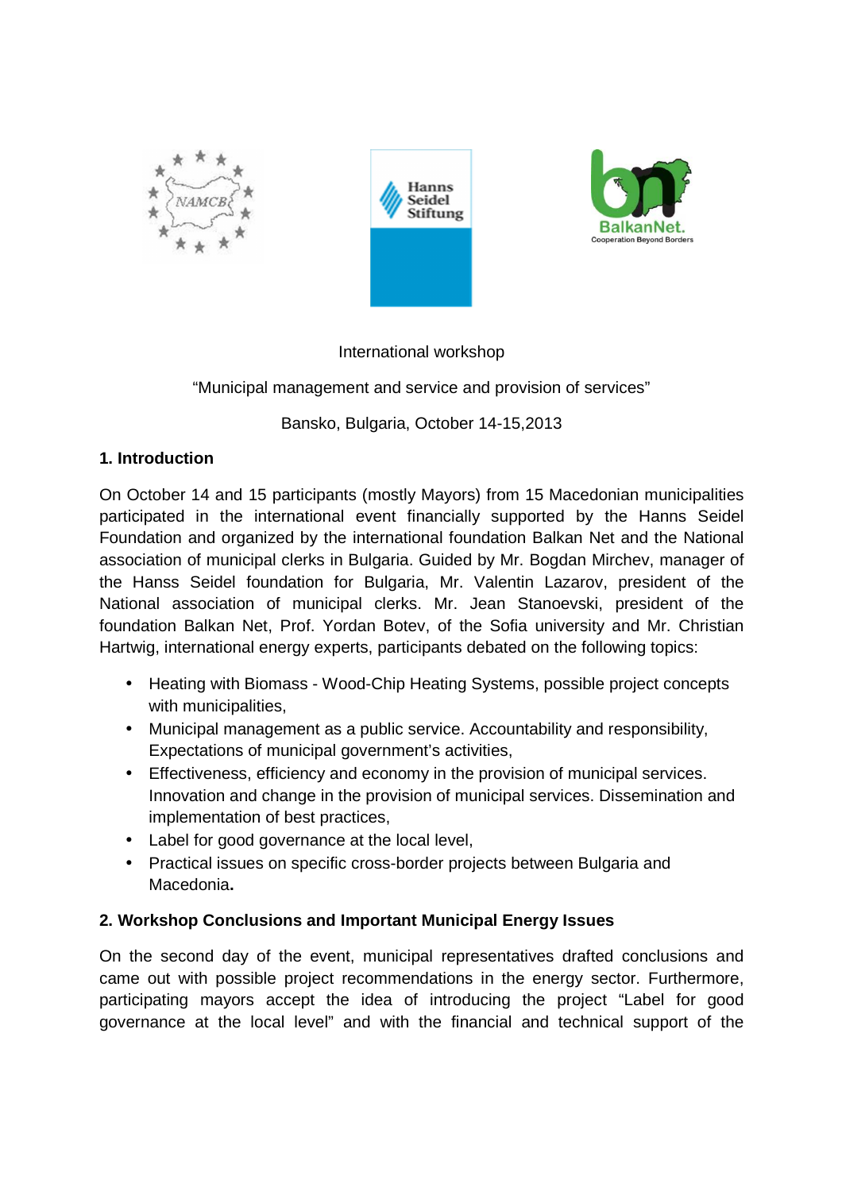International workshop

"Municipal management and service and provision of services"

Bansko, Bulgaria, October 14-15,2013

**1. Introduction**

On October 14 and 15 participants (mostly Mayors) from 15 Macedonian municipalities participated in the international event financially supported by the Hanns Seidel Foundation and organized by the international foundation Balkan Net and the National association of municipal clerks in Bulgaria. Guided by Mr. Bogdan Mirchev, manager of the Hanss Seidel foundation for Bulgaria, Mr. Valentin Lazarov, president of the National association of municipal clerks. Mr. Jean Stanoevski, president of the foundation Balkan Net, Prof. Yordan Botev, of the Sofia university and Mr. Christian Hartwig, international energy experts, participants debated on the following topics:

- Heating with Biomass - Wood-Chip Heating Systems, possible project concepts with municipalities,
- Municipal management as a public service. Accountability and responsibility, Expectations of municipal government's activities,
- Effectiveness, efficiency and economy in the provision of municipal services. Innovation and change in the provision of municipal services. Dissemination and implementation of best practices,
- Label for good governance at the local level,
- Practical issues on specific cross-border projects between Bulgaria and Macedonia**.**

**2. Workshop Conclusions and Important Municipal Energy Issues**

On the second day of the event, municipal representatives drafted conclusions and came out with possible project recommendations in the energy sector. Furthermore, participating mayors accept the idea of introducing the project "Label for good governance at the local level" and with the financial and technical support of the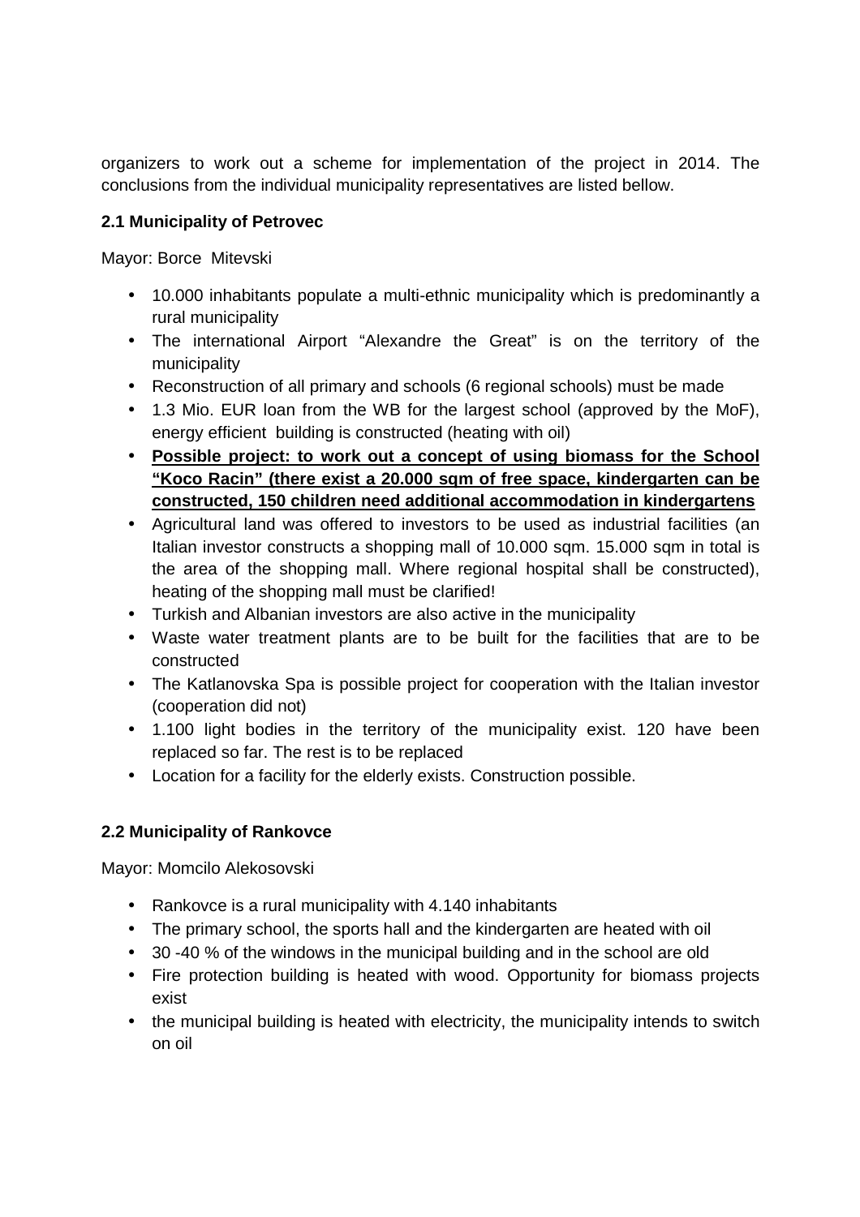organizers to work out a scheme for implementation of the project in 2014. The conclusions from the individual municipality representatives are listed bellow.

### 2.1 Municipality of Petrovec

Mayor: Borce Mitevski

- 10.000 inhabitants populate a multi-ethnic municipality which is predominantly a rural municipality
- The international Airport "Alexandre the Great" is on the territory of the municipality
- Reconstruction of all primary and schools (6 regional schools) must be made
- 1.3 Mio. EUR loan from the WB for the largest school (approved by the MoF), energy efficient building is constructed (heating with oil)
- **<u>Possible project: to work out a concept of using biomass for the School "Koco Racin" (there exist a 20.000 sqm of free space, kindergarten can be constructed, 150 children need additional accommodation in kindergartens</u>**
- Agricultural land was offered to investors to be used as industrial facilities (an Italian investor constructs a shopping mall of 10.000 sqm. 15.000 sqm in total is the area of the shopping mall. Where regional hospital shall be constructed), heating of the shopping mall must be clarified!
- Turkish and Albanian investors are also active in the municipality
- Waste water treatment plants are to be built for the facilities that are to be constructed
- The Katlanovska Spa is possible project for cooperation with the Italian investor (cooperation did not)
- 1.100 light bodies in the territory of the municipality exist. 120 have been replaced so far. The rest is to be replaced
- Location for a facility for the elderly exists. Construction possible.

### 2.2 Municipality of Rankovce

Mayor: Momcilo Alekosovski

- Rankovce is a rural municipality with 4.140 inhabitants
- The primary school, the sports hall and the kindergarten are heated with oil
- 30 -40 % of the windows in the municipal building and in the school are old
- Fire protection building is heated with wood. Opportunity for biomass projects exist
- the municipal building is heated with electricity, the municipality intends to switch on oil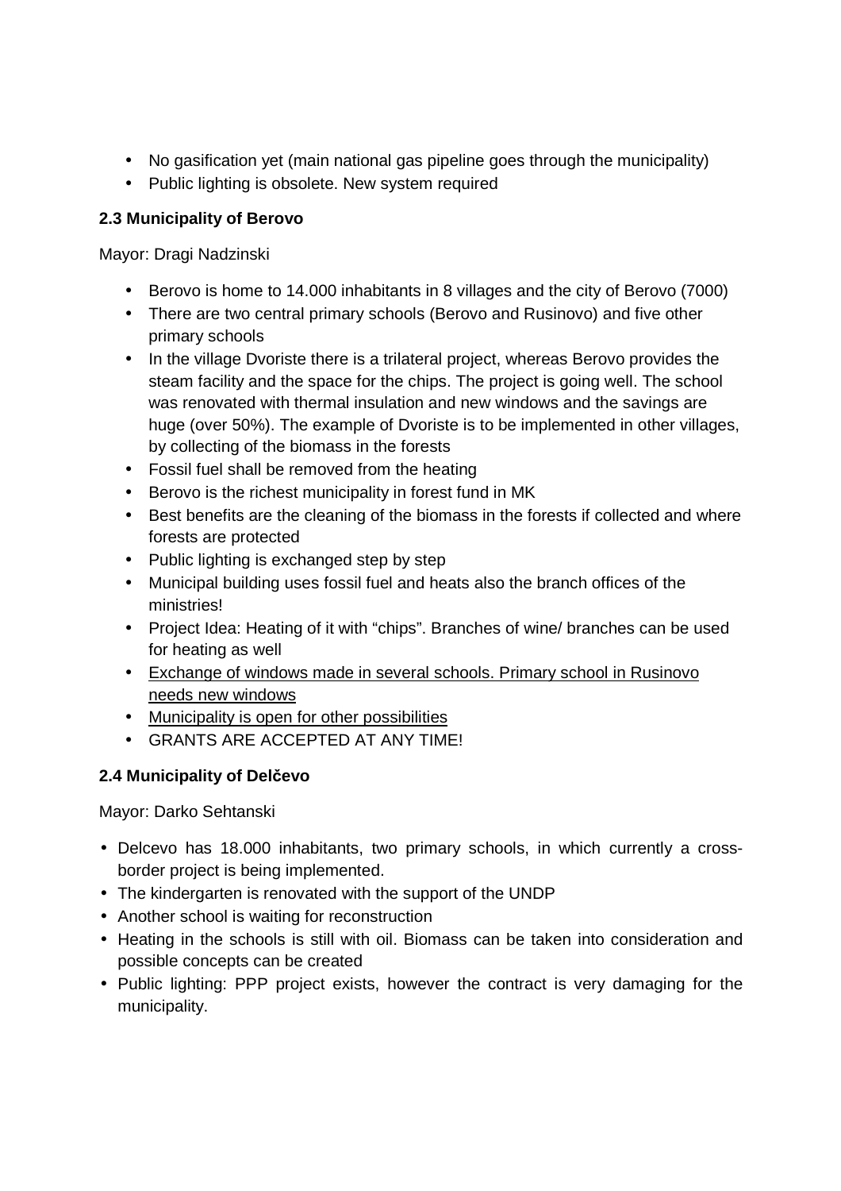- No gasification yet (main national gas pipeline goes through the municipality)
- Public lighting is obsolete. New system required

**2.3 Municipality of Berovo**

Mayor: Dragi Nadzinski

- Berovo is home to 14.000 inhabitants in 8 villages and the city of Berovo (7000)
- There are two central primary schools (Berovo and Rusinovo) and five other primary schools
- In the village Dvoriste there is a trilateral project, whereas Berovo provides the steam facility and the space for the chips. The project is going well. The school was renovated with thermal insulation and new windows and the savings are huge (over 50%). The example of Dvoriste is to be implemented in other villages, by collecting of the biomass in the forests
- Fossil fuel shall be removed from the heating
- Berovo is the richest municipality in forest fund in MK
- Best benefits are the cleaning of the biomass in the forests if collected and where forests are protected
- Public lighting is exchanged step by step
- Municipal building uses fossil fuel and heats also the branch offices of the ministries!
- Project Idea: Heating of it with "chips". Branches of wine/ branches can be used for heating as well
- <u>Exchange of windows made in several schools. Primary school in Rusinovo needs new windows</u>
- <u>Municipality is open for other possibilities</u>
- GRANTS ARE ACCEPTED AT ANY TIME!

**2.4 Municipality of Delčevo**

Mayor: Darko Sehtanski

- Delcevo has 18.000 inhabitants, two primary schools, in which currently a cross-border project is being implemented.
- The kindergarten is renovated with the support of the UNDP
- Another school is waiting for reconstruction
- Heating in the schools is still with oil. Biomass can be taken into consideration and possible concepts can be created
- Public lighting: PPP project exists, however the contract is very damaging for the municipality.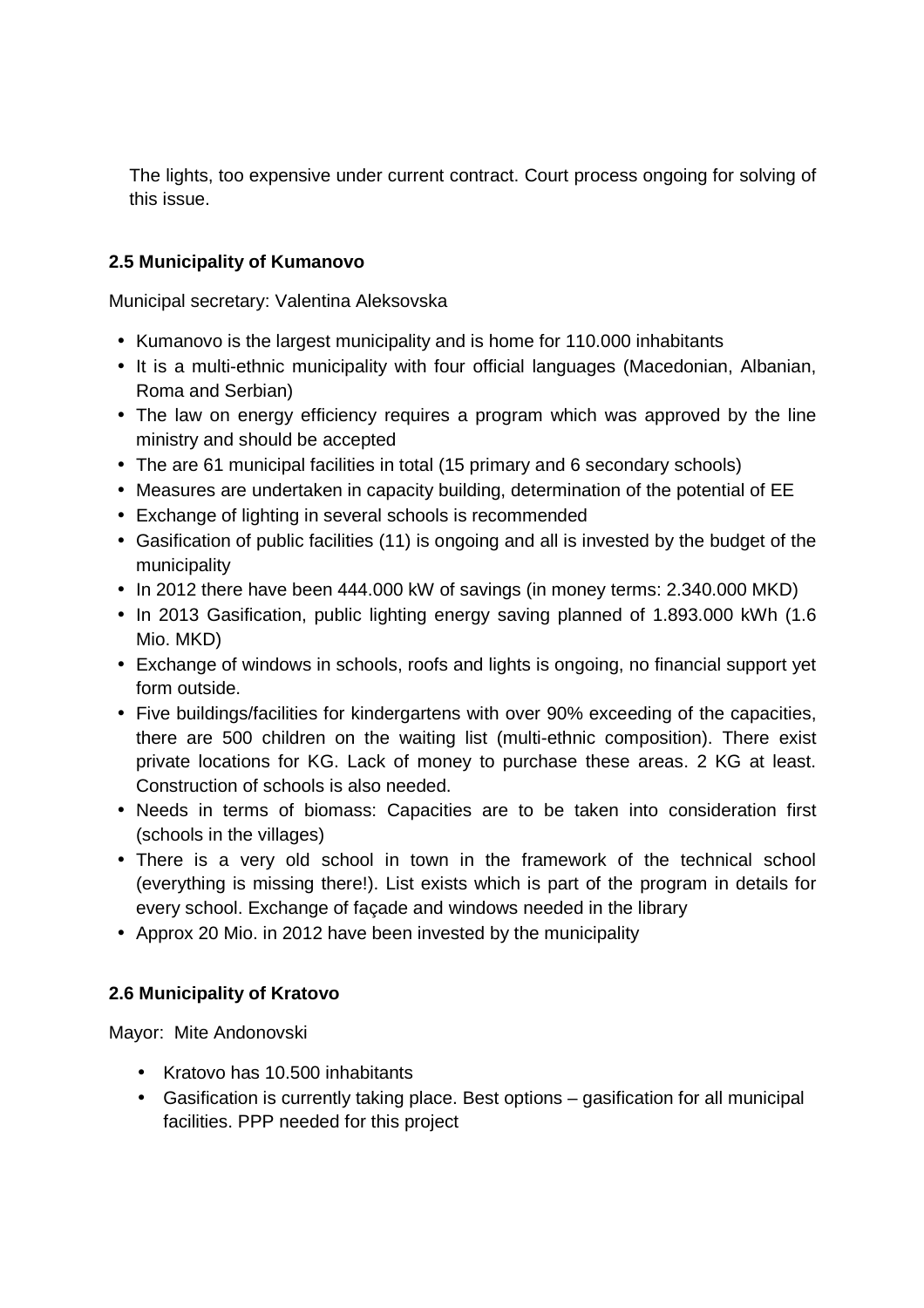The lights, too expensive under current contract. Court process ongoing for solving of this issue.

### 2.5 Municipality of Kumanovo

Municipal secretary: Valentina Aleksovska

- Kumanovo is the largest municipality and is home for 110.000 inhabitants
- It is a multi-ethnic municipality with four official languages (Macedonian, Albanian, Roma and Serbian)
- The law on energy efficiency requires a program which was approved by the line ministry and should be accepted
- The are 61 municipal facilities in total (15 primary and 6 secondary schools)
- Measures are undertaken in capacity building, determination of the potential of EE
- Exchange of lighting in several schools is recommended
- Gasification of public facilities (11) is ongoing and all is invested by the budget of the municipality
- In 2012 there have been 444.000 kW of savings (in money terms: 2.340.000 MKD)
- In 2013 Gasification, public lighting energy saving planned of 1.893.000 kWh (1.6 Mio. MKD)
- Exchange of windows in schools, roofs and lights is ongoing, no financial support yet form outside.
- Five buildings/facilities for kindergartens with over 90% exceeding of the capacities, there are 500 children on the waiting list (multi-ethnic composition). There exist private locations for KG. Lack of money to purchase these areas. 2 KG at least. Construction of schools is also needed.
- Needs in terms of biomass: Capacities are to be taken into consideration first (schools in the villages)
- There is a very old school in town in the framework of the technical school (everything is missing there!). List exists which is part of the program in details for every school. Exchange of façade and windows needed in the library
- Approx 20 Mio. in 2012 have been invested by the municipality

### 2.6 Municipality of Kratovo

Mayor: Mite Andonovski

- Kratovo has 10.500 inhabitants
- Gasification is currently taking place. Best options – gasification for all municipal facilities. PPP needed for this project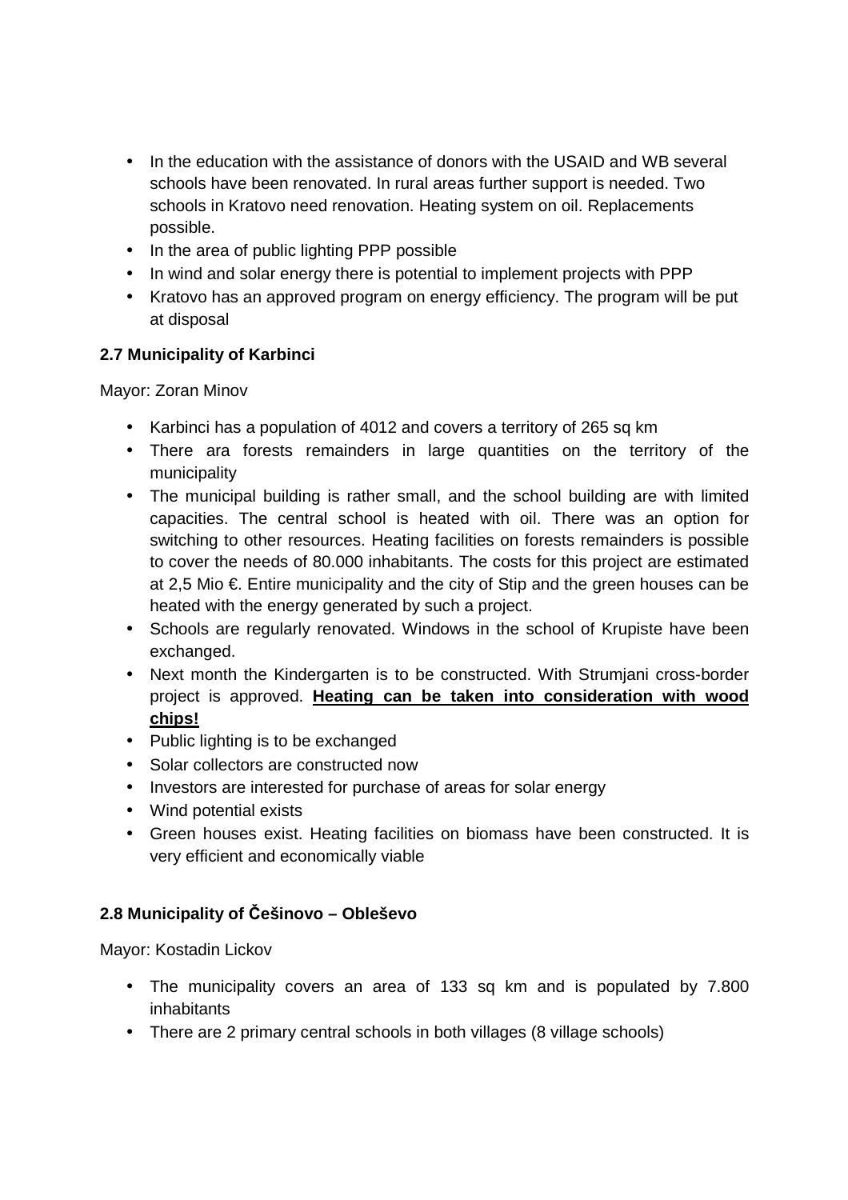- In the education with the assistance of donors with the USAID and WB several schools have been renovated. In rural areas further support is needed. Two schools in Kratovo need renovation. Heating system on oil. Replacements possible.
- In the area of public lighting PPP possible
- In wind and solar energy there is potential to implement projects with PPP
- Kratovo has an approved program on energy efficiency. The program will be put at disposal

### 2.7 Municipality of Karbinci

Mayor: Zoran Minov

- Karbinci has a population of 4012 and covers a territory of 265 sq km
- There ara forests remainders in large quantities on the territory of the municipality
- The municipal building is rather small, and the school building are with limited capacities. The central school is heated with oil. There was an option for switching to other resources. Heating facilities on forests remainders is possible to cover the needs of 80.000 inhabitants. The costs for this project are estimated at 2,5 Mio €. Entire municipality and the city of Stip and the green houses can be heated with the energy generated by such a project.
- Schools are regularly renovated. Windows in the school of Krupiste have been exchanged.
- Next month the Kindergarten is to be constructed. With Strumjani cross-border project is approved. **Heating can be taken into consideration with wood chips!**
- Public lighting is to be exchanged
- Solar collectors are constructed now
- Investors are interested for purchase of areas for solar energy
- Wind potential exists
- Green houses exist. Heating facilities on biomass have been constructed. It is very efficient and economically viable

### 2.8 Municipality of Češinovo – Obleševo

Mayor: Kostadin Lickov

- The municipality covers an area of 133 sq km and is populated by 7.800 inhabitants
- There are 2 primary central schools in both villages (8 village schools)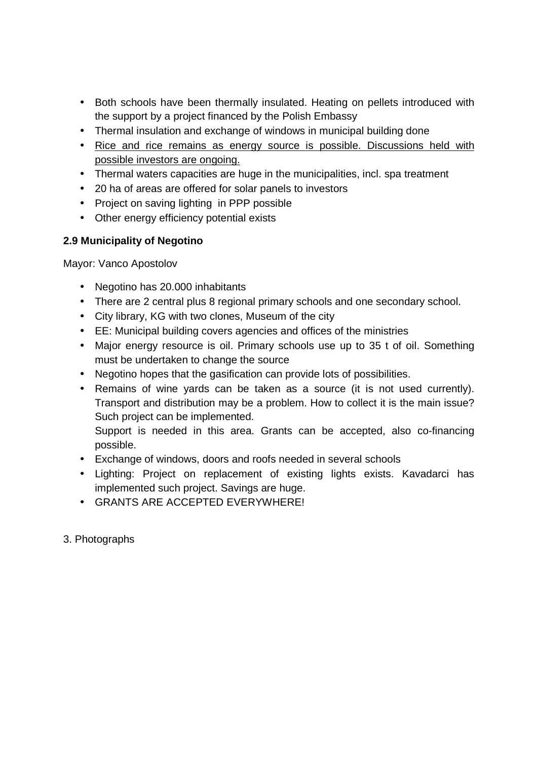- Both schools have been thermally insulated. Heating on pellets introduced with the support by a project financed by the Polish Embassy
- Thermal insulation and exchange of windows in municipal building done
- <u>Rice and rice remains as energy source is possible. Discussions held with possible investors are ongoing.</u>
- Thermal waters capacities are huge in the municipalities, incl. spa treatment
- 20 ha of areas are offered for solar panels to investors
- Project on saving lighting in PPP possible
- Other energy efficiency potential exists

**2.9 Municipality of Negotino**

Mayor: Vanco Apostolov

- Negotino has 20.000 inhabitants
- There are 2 central plus 8 regional primary schools and one secondary school.
- City library, KG with two clones, Museum of the city
- EE: Municipal building covers agencies and offices of the ministries
- Major energy resource is oil. Primary schools use up to 35 t of oil. Something must be undertaken to change the source
- Negotino hopes that the gasification can provide lots of possibilities.
- Remains of wine yards can be taken as a source (it is not used currently). Transport and distribution may be a problem. How to collect it is the main issue? Such project can be implemented.
  Support is needed in this area. Grants can be accepted, also co-financing possible.
- Exchange of windows, doors and roofs needed in several schools
- Lighting: Project on replacement of existing lights exists. Kavadarci has implemented such project. Savings are huge.
- GRANTS ARE ACCEPTED EVERYWHERE!

3. Photographs